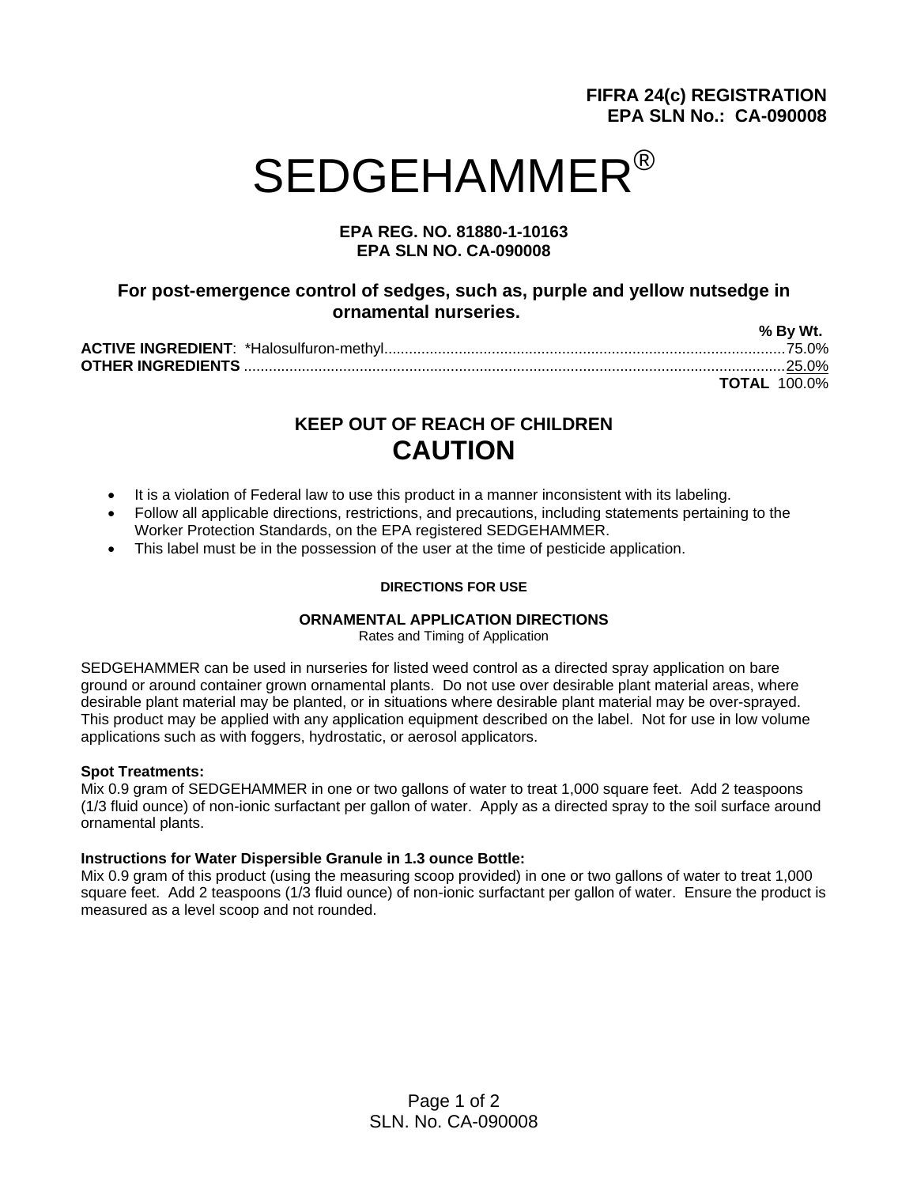**FIFRA 24(c) REGISTRATION**
**EPA SLN No.: CA-090008**

# SEDGEHAMMER®

**EPA REG. NO. 81880-1-10163**
**EPA SLN NO. CA-090008**

**For post-emergence control of sedges, such as, purple and yellow nutsedge in ornamental nurseries.**

| | % By Wt. |
|---|---|
| **ACTIVE INGREDIENT**: *Halosulfuron-methyl | 75.0% |
| **OTHER INGREDIENTS** | 25.0% |
| **TOTAL** | 100.0% |

## KEEP OUT OF REACH OF CHILDREN
## CAUTION

- It is a violation of Federal law to use this product in a manner inconsistent with its labeling.
- Follow all applicable directions, restrictions, and precautions, including statements pertaining to the Worker Protection Standards, on the EPA registered SEDGEHAMMER.
- This label must be in the possession of the user at the time of pesticide application.

### DIRECTIONS FOR USE

### ORNAMENTAL APPLICATION DIRECTIONS

Rates and Timing of Application

SEDGEHAMMER can be used in nurseries for listed weed control as a directed spray application on bare ground or around container grown ornamental plants. Do not use over desirable plant material areas, where desirable plant material may be planted, or in situations where desirable plant material may be over-sprayed. This product may be applied with any application equipment described on the label. Not for use in low volume applications such as with foggers, hydrostatic, or aerosol applicators.

**Spot Treatments:**
Mix 0.9 gram of SEDGEHAMMER in one or two gallons of water to treat 1,000 square feet. Add 2 teaspoons (1/3 fluid ounce) of non-ionic surfactant per gallon of water. Apply as a directed spray to the soil surface around ornamental plants.

**Instructions for Water Dispersible Granule in 1.3 ounce Bottle:**
Mix 0.9 gram of this product (using the measuring scoop provided) in one or two gallons of water to treat 1,000 square feet. Add 2 teaspoons (1/3 fluid ounce) of non-ionic surfactant per gallon of water. Ensure the product is measured as a level scoop and not rounded.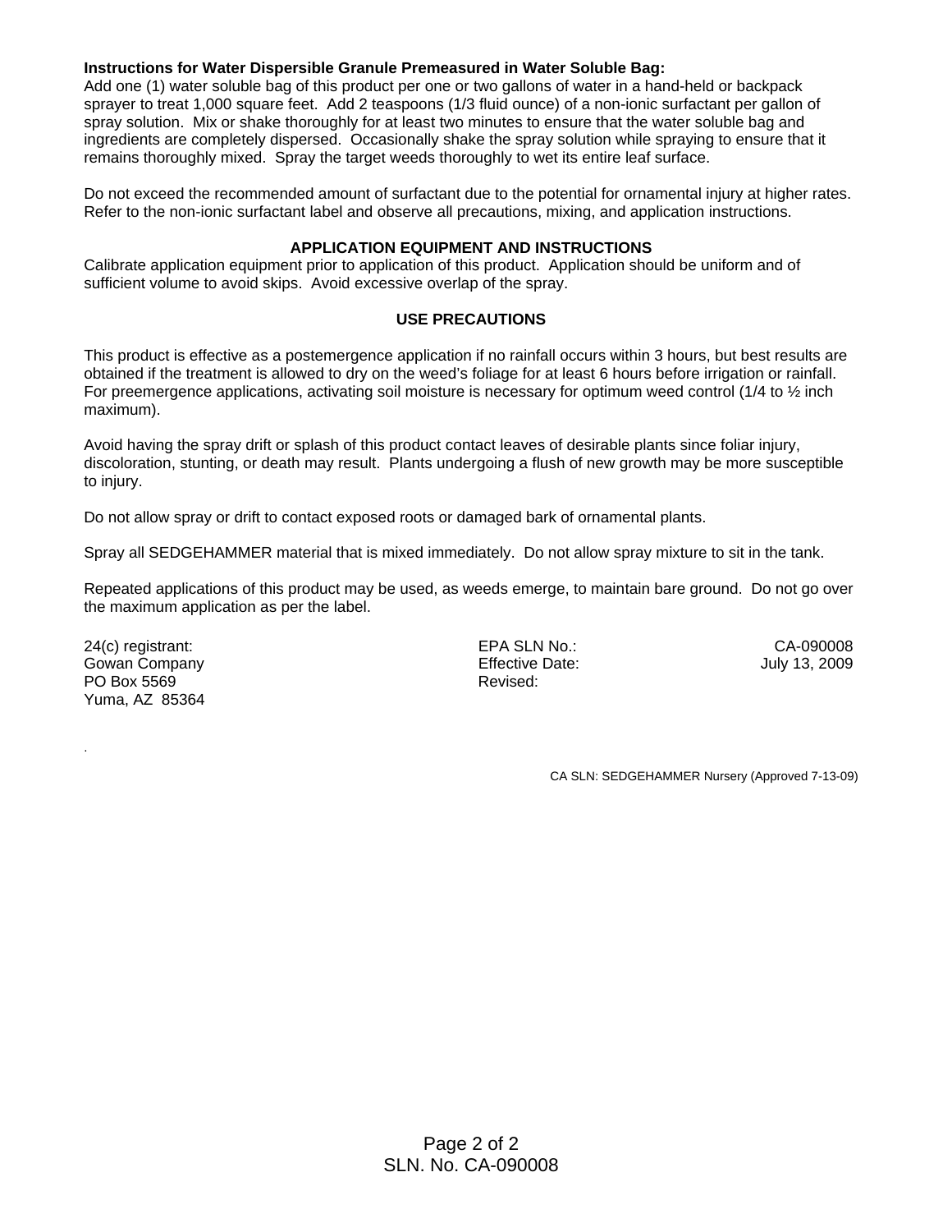**Instructions for Water Dispersible Granule Premeasured in Water Soluble Bag:**
Add one (1) water soluble bag of this product per one or two gallons of water in a hand-held or backpack sprayer to treat 1,000 square feet. Add 2 teaspoons (1/3 fluid ounce) of a non-ionic surfactant per gallon of spray solution. Mix or shake thoroughly for at least two minutes to ensure that the water soluble bag and ingredients are completely dispersed. Occasionally shake the spray solution while spraying to ensure that it remains thoroughly mixed. Spray the target weeds thoroughly to wet its entire leaf surface.

Do not exceed the recommended amount of surfactant due to the potential for ornamental injury at higher rates. Refer to the non-ionic surfactant label and observe all precautions, mixing, and application instructions.

## APPLICATION EQUIPMENT AND INSTRUCTIONS

Calibrate application equipment prior to application of this product. Application should be uniform and of sufficient volume to avoid skips. Avoid excessive overlap of the spray.

## USE PRECAUTIONS

This product is effective as a postemergence application if no rainfall occurs within 3 hours, but best results are obtained if the treatment is allowed to dry on the weed's foliage for at least 6 hours before irrigation or rainfall. For preemergence applications, activating soil moisture is necessary for optimum weed control (1/4 to ½ inch maximum).

Avoid having the spray drift or splash of this product contact leaves of desirable plants since foliar injury, discoloration, stunting, or death may result. Plants undergoing a flush of new growth may be more susceptible to injury.

Do not allow spray or drift to contact exposed roots or damaged bark of ornamental plants.

Spray all SEDGEHAMMER material that is mixed immediately. Do not allow spray mixture to sit in the tank.

Repeated applications of this product may be used, as weeds emerge, to maintain bare ground. Do not go over the maximum application as per the label.

24(c) registrant:
Gowan Company
PO Box 5569
Yuma, AZ 85364

EPA SLN No.: CA-090008
Effective Date: July 13, 2009
Revised:

CA SLN: SEDGEHAMMER Nursery (Approved 7-13-09)